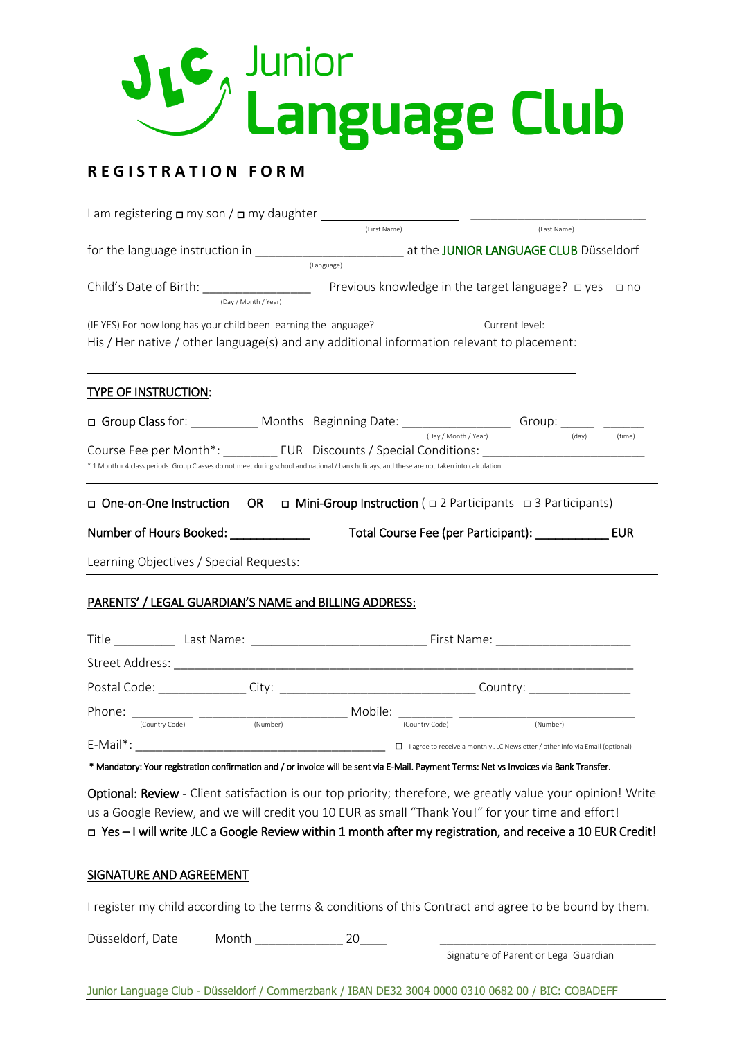# Junior Language Club

## REGISTRATION FORM

I am registering ◻ my son / ◻ my daughter ____________________ ____________________________
(First Name) (Last Name)

for the language instruction in ______________________ at the **JUNIOR LANGUAGE CLUB** Düsseldorf
(Language)

Child's Date of Birth: ________________ (Day / Month / Year) Previous knowledge in the target language? ◻ yes ◻ no

(IF YES) For how long has your child been learning the language? _________________ Current level: ________________

His / Her native / other language(s) and any additional information relevant to placement:

_______________________________________________________________________________

**TYPE OF INSTRUCTION:**

◻ **Group Class** for: __________ Months Beginning Date: ________________ (Day / Month / Year) Group: _____ (day) ______ (time)

Course Fee per Month*: ________ EUR Discounts / Special Conditions: ________________________

* 1 Month = 4 class periods. Group Classes do not meet during school and national / bank holidays, and these are not taken into calculation.

◻ **One-on-One Instruction** OR ◻ **Mini-Group Instruction** ( ◻ 2 Participants ◻ 3 Participants)

**Number of Hours Booked:** ____________ **Total Course Fee (per Participant):** ___________ **EUR**

Learning Objectives / Special Requests:

**PARENTS' / LEGAL GUARDIAN'S NAME and BILLING ADDRESS:**

Title _________ Last Name: __________________________ First Name: ____________________

Street Address: ___________________________________________________________________________

Postal Code: _____________ City: _____________________________ Country: _______________

Phone: _________ (Country Code) ______________________ (Number) Mobile: ________ (Country Code) __________________________ (Number)

E-Mail*: ________________________________________ ◻ I agree to receive a monthly JLC Newsletter / other info via Email (optional)

**\* Mandatory: Your registration confirmation and / or invoice will be sent via E-Mail. Payment Terms: Net vs Invoices via Bank Transfer.**

**Optional: Review -** Client satisfaction is our top priority; therefore, we greatly value your opinion! Write us a Google Review, and we will credit you 10 EUR as small "Thank You!" for your time and effort!

◻ **Yes – I will write JLC a Google Review within 1 month after my registration, and receive a 10 EUR Credit!**

**SIGNATURE AND AGREEMENT**

I register my child according to the terms & conditions of this Contract and agree to be bound by them.

Düsseldorf, Date _____ Month _____________ 20____ __________________________________

Signature of Parent or Legal Guardian

Junior Language Club - Düsseldorf / Commerzbank / IBAN DE32 3004 0000 0310 0682 00 / BIC: COBADEFF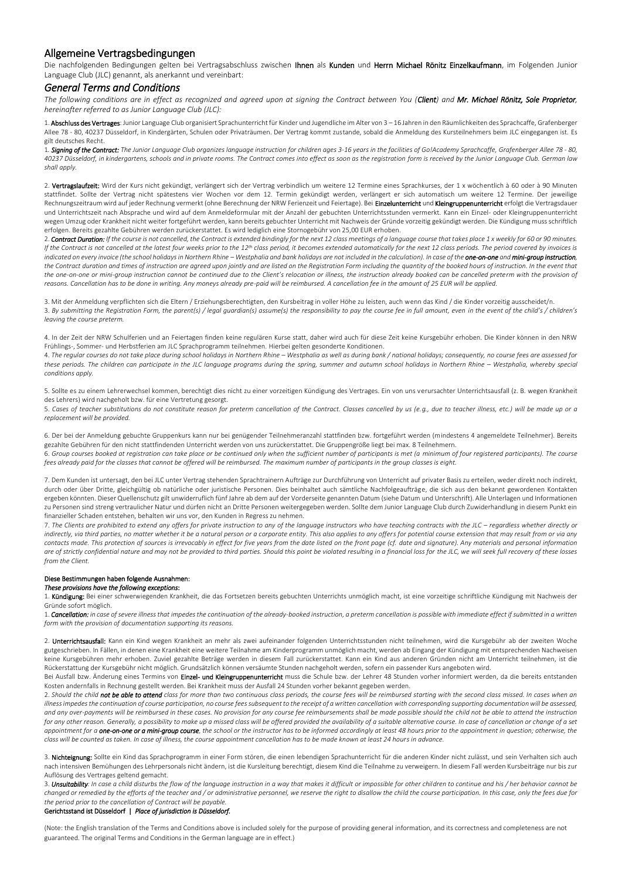## Allgemeine Vertragsbedingungen

Die nachfolgenden Bedingungen gelten bei Vertragsabschluss zwischen **Ihnen** als **Kunden** und **Herrn Michael Rönitz Einzelkaufmann**, im Folgenden Junior Language Club (JLC) genannt, als anerkannt und vereinbart:

## *General Terms and Conditions*

*The following conditions are in effect as recognized and agreed upon at signing the Contract between You (**Client**) and **Mr. Michael Rönitz, Sole Proprietor**, hereinafter referred to as Junior Language Club (JLC):*

1. **Abschluss des Vertrages**: Junior Language Club organisiert Sprachunterricht für Kinder und Jugendliche im Alter von 3 – 16 Jahren in den Räumlichkeiten des Sprachcaffe, Grafenberger Allee 78 - 80, 40237 Düsseldorf, in Kindergärten, Schulen oder Privaträumen. Der Vertrag kommt zustande, sobald die Anmeldung des Kursteilnehmers beim JLC eingegangen ist. Es gilt deutsches Recht.

1. ***Signing of the Contract:*** *The Junior Language Club organizes language instruction for children ages 3-16 years in the facilities of Go!Academy Sprachcaffe, Grafenberger Allee 78 - 80, 40237 Düsseldorf, in kindergartens, schools and in private rooms. The Contract comes into effect as soon as the registration form is received by the Junior Language Club. German law shall apply.*

2. **Vertragslaufzeit:** Wird der Kurs nicht gekündigt, verlängert sich der Vertrag verbindlich um weitere 12 Termine eines Sprachkurses, der 1 x wöchentlich à 60 oder à 90 Minuten stattfindet. Sollte der Vertrag nicht spätestens vier Wochen vor dem 12. Termin gekündigt werden, verlängert er sich automatisch um weitere 12 Termine. Der jeweilige Rechnungszeitraum wird auf jeder Rechnung vermerkt (ohne Berechnung der NRW Ferienzeit und Feiertage). Bei **Einzelunterricht** und **Kleingruppenunterricht** erfolgt die Vertragsdauer und Unterrichtszeit nach Absprache und wird auf dem Anmeldeformular mit der Anzahl der gebuchten Unterrichtsstunden vermerkt. Kann ein Einzel- oder Kleingruppenunterricht wegen Umzug oder Krankheit nicht weiter fortgeführt werden, kann bereits gebuchter Unterricht mit Nachweis der Gründe vorzeitig gekündigt werden. Die Kündigung muss schriftlich erfolgen. Bereits gezahlte Gebühren werden zurückerstattet. Es wird lediglich eine Stornogebühr von 25,00 EUR erhoben.

2. ***Contract Duration:*** *If the course is not cancelled, the Contract is extended bindingly for the next 12 class meetings of a language course that takes place 1 x weekly for 60 or 90 minutes. If the Contract is not cancelled at the latest four weeks prior to the 12th class period, it becomes extended automatically for the next 12 class periods. The period covered by invoices is indicated on every invoice (the school holidays in Northern Rhine – Westphalia and bank holidays are not included in the calculation). In case of the **one-on-one** and **mini-group instruction**, the Contract duration and times of instruction are agreed upon jointly and are listed on the Registration Form including the quantity of the booked hours of instruction. In the event that the one-on-one or mini-group instruction cannot be continued due to the Client's relocation or illness, the instruction already booked can be cancelled preterm with the provision of reasons. Cancellation has to be done in writing. Any moneys already pre-paid will be reimbursed. A cancellation fee in the amount of 25 EUR will be applied.*

3. Mit der Anmeldung verpflichten sich die Eltern / Erziehungsberechtigten, den Kursbeitrag in voller Höhe zu leisten, auch wenn das Kind / die Kinder vorzeitig ausscheidet/n.

3. *By submitting the Registration Form, the parent(s) / legal guardian(s) assume(s) the responsibility to pay the course fee in full amount, even in the event of the child's / children's leaving the course preterm.*

4. In der Zeit der NRW Schulferien und an Feiertagen finden keine regulären Kurse statt, daher wird auch für diese Zeit keine Kursgebühr erhoben. Die Kinder können in den NRW Frühlings-, Sommer- und Herbstferien am JLC Sprachprogramm teilnehmen. Hierbei gelten gesonderte Konditionen.

4. *The regular courses do not take place during school holidays in Northern Rhine – Westphalia as well as during bank / national holidays; consequently, no course fees are assessed for these periods. The children can participate in the JLC language programs during the spring, summer and autumn school holidays in Northern Rhine – Westphalia, whereby special conditions apply.*

5. Sollte es zu einem Lehrerwechsel kommen, berechtigt dies nicht zu einer vorzeitigen Kündigung des Vertrages. Ein von uns verursachter Unterrichtsausfall (z. B. wegen Krankheit des Lehrers) wird nachgeholt bzw. für eine Vertretung gesorgt.

5. *Cases of teacher substitutions do not constitute reason for preterm cancellation of the Contract. Classes cancelled by us (e.g., due to teacher illness, etc.) will be made up or a replacement will be provided.*

6. Der bei der Anmeldung gebuchte Gruppenkurs kann nur bei genügender Teilnehmeranzahl stattfinden bzw. fortgeführt werden (mindestens 4 angemeldete Teilnehmer). Bereits gezahlte Gebühren für den nicht stattfindenden Unterricht werden von uns zurückerstattet. Die Gruppengröße liegt bei max. 8 Teilnehmern.

6. *Group courses booked at registration can take place or be continued only when the sufficient number of participants is met (a minimum of four registered participants). The course fees already paid for the classes that cannot be offered will be reimbursed. The maximum number of participants in the group classes is eight.*

7. Dem Kunden ist untersagt, den bei JLC unter Vertrag stehenden Sprachtrainern Aufträge zur Durchführung von Unterricht auf privater Basis zu erteilen, weder direkt noch indirekt, durch oder über Dritte, gleichgültig ob natürliche oder juristische Personen. Dies beinhaltet auch sämtliche Nachfolgeaufträge, die sich aus den bekannt gewordenen Kontakten ergeben könnten. Dieser Quellenschutz gilt unwiderruflich fünf Jahre ab dem auf der Vorderseite genannten Datum (siehe Datum und Unterschrift). Alle Unterlagen und Informationen zu Personen sind streng vertraulicher Natur und dürfen nicht an Dritte Personen weitergegeben werden. Sollte dem Junior Language Club durch Zuwiderhandlung in diesem Punkt ein finanzieller Schaden entstehen, behalten wir uns vor, den Kunden in Regress zu nehmen.

7. *The Clients are prohibited to extend any offers for private instruction to any of the language instructors who have teaching contracts with the JLC – regardless whether directly or indirectly, via third parties, no matter whether it be a natural person or a corporate entity. This also applies to any offers for potential course extension that may result from or via any contacts made. This protection of sources is irrevocably in effect for five years from the date listed on the front page (cf. date and signature). Any materials and personal information are of strictly confidential nature and may not be provided to third parties. Should this point be violated resulting in a financial loss for the JLC, we will seek full recovery of these losses from the Client.*

**Diese Bestimmungen haben folgende Ausnahmen:**
***These provisions have the following exceptions*:**

1. **Kündigung:** Bei einer schwerwiegenden Krankheit, die das Fortsetzen bereits gebuchten Unterrichts unmöglich macht, ist eine vorzeitige schriftliche Kündigung mit Nachweis der Gründe sofort möglich.

1. ***Cancellation:*** *in case of severe illness that impedes the continuation of the already-booked instruction, a preterm cancellation is possible with immediate effect if submitted in a written form with the provision of documentation supporting its reasons.*

2. **Unterrichtsausfall:** Kann ein Kind wegen Krankheit an mehr als zwei aufeinander folgenden Unterrichtsstunden nicht teilnehmen, wird die Kursgebühr ab der zweiten Woche gutgeschrieben. In Fällen, in denen eine Krankheit eine weitere Teilnahme am Kinderprogramm unmöglich macht, werden ab Eingang der Kündigung mit entsprechenden Nachweisen keine Kursgebühren mehr erhoben. Zuviel gezahlte Beträge werden in diesem Fall zurückerstattet. Kann ein Kind aus anderen Gründen nicht am Unterricht teilnehmen, ist die Rückerstattung der Kursgebühr nicht möglich. Grundsätzlich können versäumte Stunden nachgeholt werden, sofern ein passender Kurs angeboten wird.
Bei Ausfall bzw. Änderung eines Termins von **Einzel- und Kleingruppenunterricht** muss die Schule bzw. der Lehrer 48 Stunden vorher informiert werden, da die bereits entstanden Kosten andernfalls in Rechnung gestellt werden. Bei Krankheit muss der Ausfall 24 Stunden vorher bekannt gegeben werden.

2. *Should the child **not be able to attend** class for more than two continuous class periods, the course fees will be reimbursed starting with the second class missed. In cases when an illness impedes the continuation of course participation, no course fees subsequent to the receipt of a written cancellation with corresponding supporting documentation will be assessed, and any over-payments will be reimbursed in these cases. No provision for any course fee reimbursements shall be made possible should the child not be able to attend the instruction for any other reason. Generally, a possibility to make up a missed class will be offered provided the availability of a suitable alternative course. In case of cancellation or change of a set appointment for a **one-on-one or a mini-group course**, the school or the instructor has to be informed accordingly at least 48 hours prior to the appointment in question; otherwise, the class will be counted as taken. In case of illness, the course appointment cancellation has to be made known at least 24 hours in advance.*

3. **Nichteignung:** Sollte ein Kind das Sprachprogramm in einer Form stören, die einen lebendigen Sprachunterricht für die anderen Kinder nicht zulässt, und sein Verhalten sich auch nach intensiven Bemühungen des Lehrpersonals nicht ändern, ist die Kursleitung berechtigt, diesem Kind die Teilnahme zu verweigern. In diesem Fall werden Kursbeiträge nur bis zur Auflösung des Vertrages geltend gemacht.

3. ***Unsuitability**: In case a child disturbs the flow of the language instruction in a way that makes it difficult or impossible for other children to continue and his / her behavior cannot be changed or remedied by the efforts of the teacher and / or administrative personnel, we reserve the right to disallow the child the course participation. In this case, only the fees due for the period prior to the cancellation of Contract will be payable.*

**Gerichtsstand ist Düsseldorf | *Place of jurisdiction is Düsseldorf.***

(Note: the English translation of the Terms and Conditions above is included solely for the purpose of providing general information, and its correctness and completeness are not guaranteed. The original Terms and Conditions in the German language are in effect.)